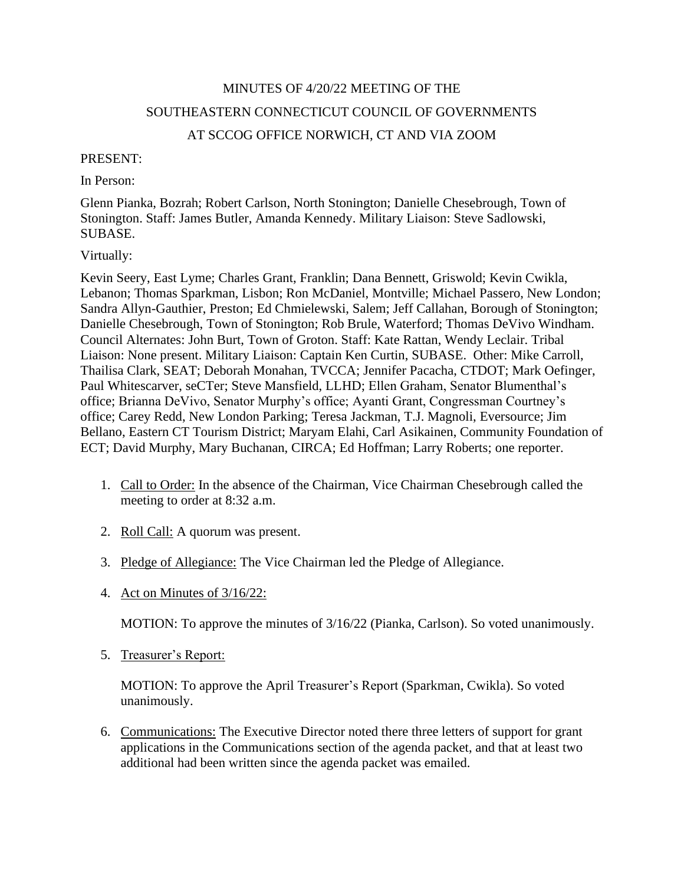MINUTES OF 4/20/22 MEETING OF THE

SOUTHEASTERN CONNECTICUT COUNCIL OF GOVERNMENTS

AT SCCOG OFFICE NORWICH, CT AND VIA ZOOM

PRESENT:

In Person:

Glenn Pianka, Bozrah; Robert Carlson, North Stonington; Danielle Chesebrough, Town of Stonington. Staff: James Butler, Amanda Kennedy. Military Liaison: Steve Sadlowski, SUBASE.

Virtually:

Kevin Seery, East Lyme; Charles Grant, Franklin; Dana Bennett, Griswold; Kevin Cwikla, Lebanon; Thomas Sparkman, Lisbon; Ron McDaniel, Montville; Michael Passero, New London; Sandra Allyn-Gauthier, Preston; Ed Chmielewski, Salem; Jeff Callahan, Borough of Stonington; Danielle Chesebrough, Town of Stonington; Rob Brule, Waterford; Thomas DeVivo Windham. Council Alternates: John Burt, Town of Groton. Staff: Kate Rattan, Wendy Leclair. Tribal Liaison: None present. Military Liaison: Captain Ken Curtin, SUBASE. Other: Mike Carroll, Thailisa Clark, SEAT; Deborah Monahan, TVCCA; Jennifer Pacacha, CTDOT; Mark Oefinger, Paul Whitescarver, seCTer; Steve Mansfield, LLHD; Ellen Graham, Senator Blumenthal's office; Brianna DeVivo, Senator Murphy's office; Ayanti Grant, Congressman Courtney's office; Carey Redd, New London Parking; Teresa Jackman, T.J. Magnoli, Eversource; Jim Bellano, Eastern CT Tourism District; Maryam Elahi, Carl Asikainen, Community Foundation of ECT; David Murphy, Mary Buchanan, CIRCA; Ed Hoffman; Larry Roberts; one reporter.

1. Call to Order: In the absence of the Chairman, Vice Chairman Chesebrough called the meeting to order at 8:32 a.m.

2. Roll Call: A quorum was present.

3. Pledge of Allegiance: The Vice Chairman led the Pledge of Allegiance.

4. Act on Minutes of 3/16/22:

   MOTION: To approve the minutes of 3/16/22 (Pianka, Carlson). So voted unanimously.

5. Treasurer's Report:

   MOTION: To approve the April Treasurer's Report (Sparkman, Cwikla). So voted unanimously.

6. Communications: The Executive Director noted there three letters of support for grant applications in the Communications section of the agenda packet, and that at least two additional had been written since the agenda packet was emailed.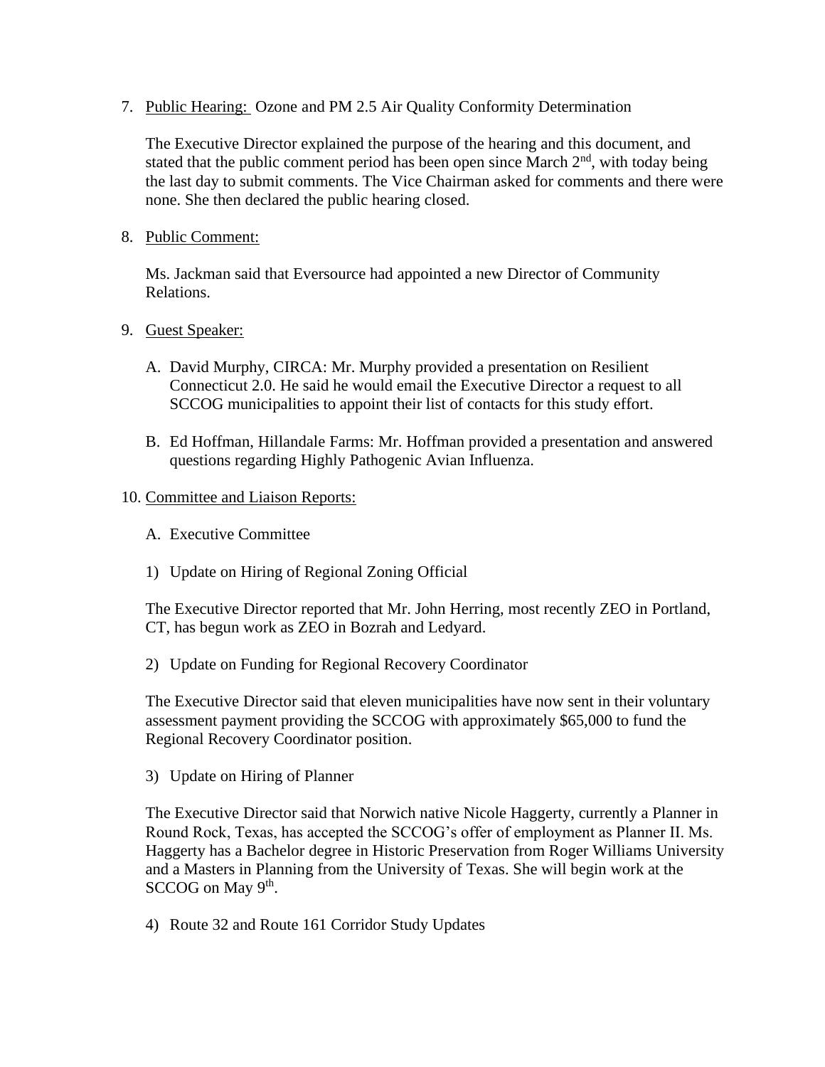7. <u>Public Hearing:</u> Ozone and PM 2.5 Air Quality Conformity Determination

   The Executive Director explained the purpose of the hearing and this document, and stated that the public comment period has been open since March 2nd, with today being the last day to submit comments. The Vice Chairman asked for comments and there were none. She then declared the public hearing closed.

8. <u>Public Comment:</u>

   Ms. Jackman said that Eversource had appointed a new Director of Community Relations.

9. <u>Guest Speaker:</u>

   A. David Murphy, CIRCA: Mr. Murphy provided a presentation on Resilient Connecticut 2.0. He said he would email the Executive Director a request to all SCCOG municipalities to appoint their list of contacts for this study effort.

   B. Ed Hoffman, Hillandale Farms: Mr. Hoffman provided a presentation and answered questions regarding Highly Pathogenic Avian Influenza.

10. <u>Committee and Liaison Reports:</u>

    A. Executive Committee

    1) Update on Hiring of Regional Zoning Official

    The Executive Director reported that Mr. John Herring, most recently ZEO in Portland, CT, has begun work as ZEO in Bozrah and Ledyard.

    2) Update on Funding for Regional Recovery Coordinator

    The Executive Director said that eleven municipalities have now sent in their voluntary assessment payment providing the SCCOG with approximately $65,000 to fund the Regional Recovery Coordinator position.

    3) Update on Hiring of Planner

    The Executive Director said that Norwich native Nicole Haggerty, currently a Planner in Round Rock, Texas, has accepted the SCCOG's offer of employment as Planner II. Ms. Haggerty has a Bachelor degree in Historic Preservation from Roger Williams University and a Masters in Planning from the University of Texas. She will begin work at the SCCOG on May 9th.

    4) Route 32 and Route 161 Corridor Study Updates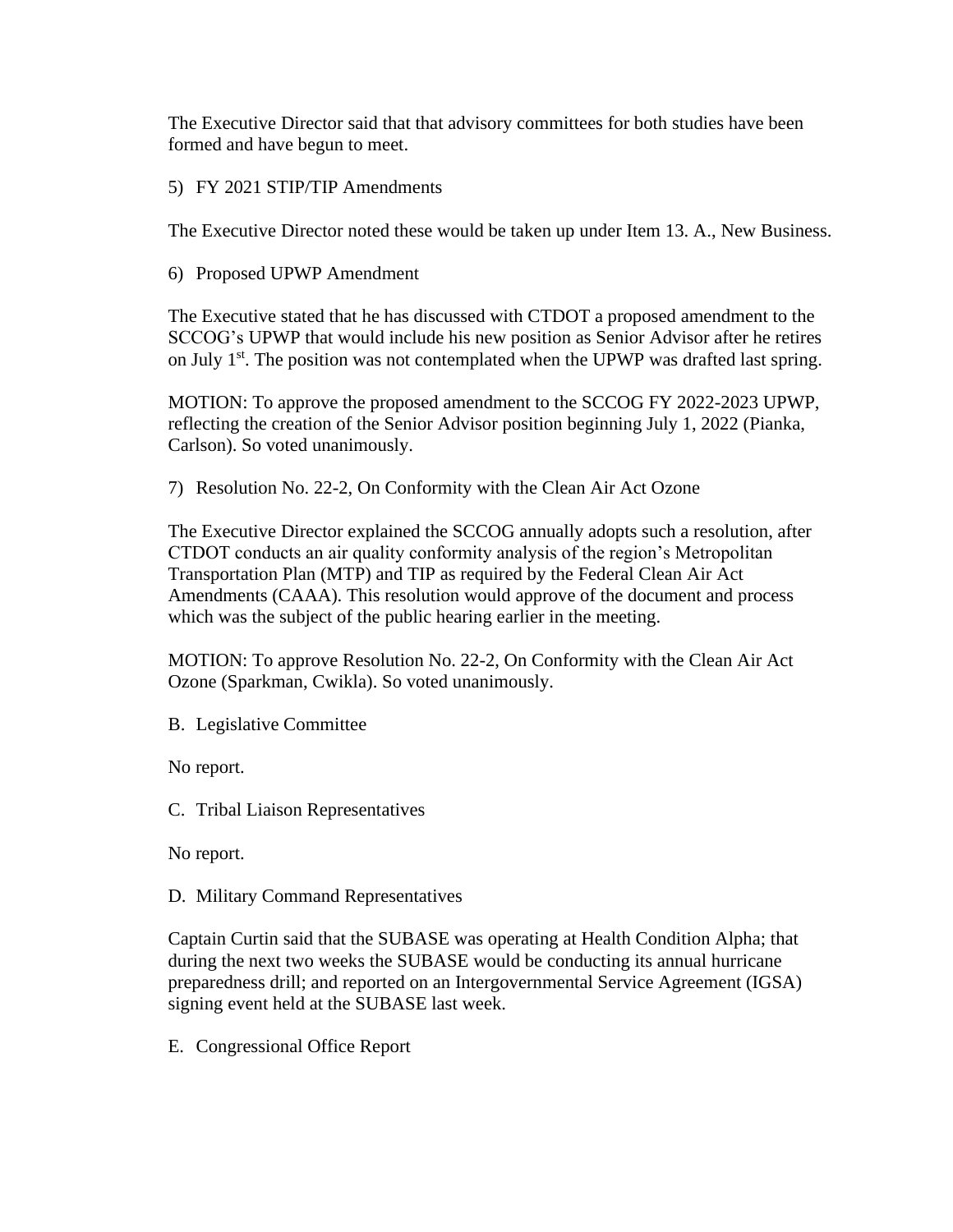The Executive Director said that that advisory committees for both studies have been formed and have begun to meet.

5) FY 2021 STIP/TIP Amendments

The Executive Director noted these would be taken up under Item 13. A., New Business.

6) Proposed UPWP Amendment

The Executive stated that he has discussed with CTDOT a proposed amendment to the SCCOG's UPWP that would include his new position as Senior Advisor after he retires on July 1st. The position was not contemplated when the UPWP was drafted last spring.

MOTION: To approve the proposed amendment to the SCCOG FY 2022-2023 UPWP, reflecting the creation of the Senior Advisor position beginning July 1, 2022 (Pianka, Carlson). So voted unanimously.

7) Resolution No. 22-2, On Conformity with the Clean Air Act Ozone

The Executive Director explained the SCCOG annually adopts such a resolution, after CTDOT conducts an air quality conformity analysis of the region's Metropolitan Transportation Plan (MTP) and TIP as required by the Federal Clean Air Act Amendments (CAAA). This resolution would approve of the document and process which was the subject of the public hearing earlier in the meeting.

MOTION: To approve Resolution No. 22-2, On Conformity with the Clean Air Act Ozone (Sparkman, Cwikla). So voted unanimously.

B. Legislative Committee

No report.

C. Tribal Liaison Representatives

No report.

D. Military Command Representatives

Captain Curtin said that the SUBASE was operating at Health Condition Alpha; that during the next two weeks the SUBASE would be conducting its annual hurricane preparedness drill; and reported on an Intergovernmental Service Agreement (IGSA) signing event held at the SUBASE last week.

E. Congressional Office Report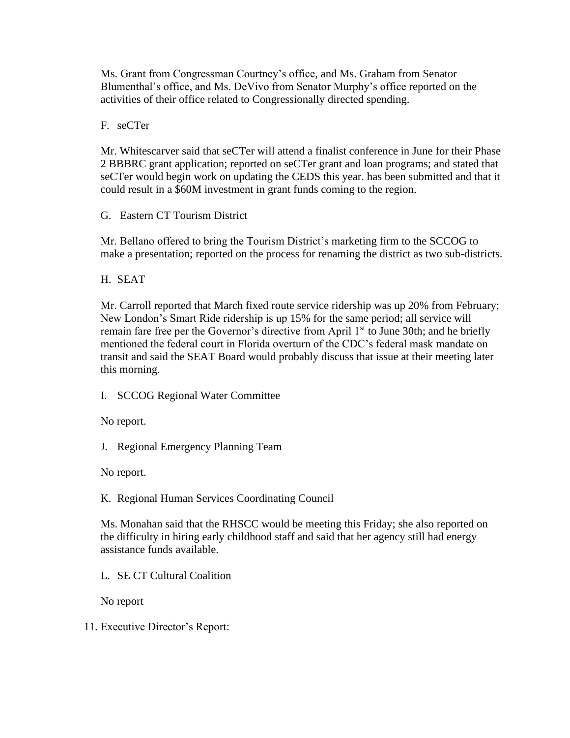Ms. Grant from Congressman Courtney's office, and Ms. Graham from Senator Blumenthal's office, and Ms. DeVivo from Senator Murphy's office reported on the activities of their office related to Congressionally directed spending.

F. seCTer

Mr. Whitescarver said that seCTer will attend a finalist conference in June for their Phase 2 BBBRC grant application; reported on seCTer grant and loan programs; and stated that seCTer would begin work on updating the CEDS this year. has been submitted and that it could result in a $60M investment in grant funds coming to the region.

G. Eastern CT Tourism District

Mr. Bellano offered to bring the Tourism District's marketing firm to the SCCOG to make a presentation; reported on the process for renaming the district as two sub-districts.

H. SEAT

Mr. Carroll reported that March fixed route service ridership was up 20% from February; New London's Smart Ride ridership is up 15% for the same period; all service will remain fare free per the Governor's directive from April 1st to June 30th; and he briefly mentioned the federal court in Florida overturn of the CDC's federal mask mandate on transit and said the SEAT Board would probably discuss that issue at their meeting later this morning.

I. SCCOG Regional Water Committee

No report.

J. Regional Emergency Planning Team

No report.

K. Regional Human Services Coordinating Council

Ms. Monahan said that the RHSCC would be meeting this Friday; she also reported on the difficulty in hiring early childhood staff and said that her agency still had energy assistance funds available.

L. SE CT Cultural Coalition

No report

11. Executive Director's Report: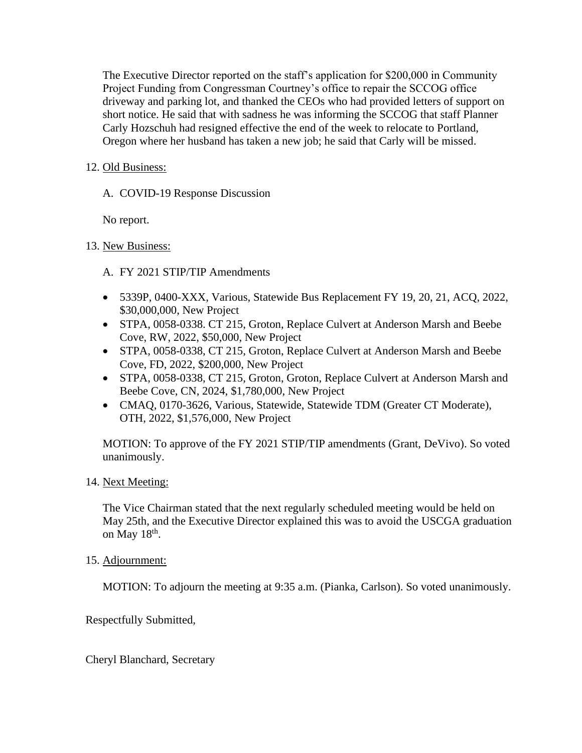The Executive Director reported on the staff's application for $200,000 in Community Project Funding from Congressman Courtney's office to repair the SCCOG office driveway and parking lot, and thanked the CEOs who had provided letters of support on short notice. He said that with sadness he was informing the SCCOG that staff Planner Carly Hozschuh had resigned effective the end of the week to relocate to Portland, Oregon where her husband has taken a new job; he said that Carly will be missed.

12. Old Business:

    A. COVID-19 Response Discussion

    No report.

13. New Business:

    A. FY 2021 STIP/TIP Amendments

    - 5339P, 0400-XXX, Various, Statewide Bus Replacement FY 19, 20, 21, ACQ, 2022, $30,000,000, New Project
    - STPA, 0058-0338. CT 215, Groton, Replace Culvert at Anderson Marsh and Beebe Cove, RW, 2022, $50,000, New Project
    - STPA, 0058-0338, CT 215, Groton, Replace Culvert at Anderson Marsh and Beebe Cove, FD, 2022, $200,000, New Project
    - STPA, 0058-0338, CT 215, Groton, Groton, Replace Culvert at Anderson Marsh and Beebe Cove, CN, 2024, $1,780,000, New Project
    - CMAQ, 0170-3626, Various, Statewide, Statewide TDM (Greater CT Moderate), OTH, 2022, $1,576,000, New Project

    MOTION: To approve of the FY 2021 STIP/TIP amendments (Grant, DeVivo). So voted unanimously.

14. Next Meeting:

    The Vice Chairman stated that the next regularly scheduled meeting would be held on May 25th, and the Executive Director explained this was to avoid the USCGA graduation on May 18th.

15. Adjournment:

    MOTION: To adjourn the meeting at 9:35 a.m. (Pianka, Carlson). So voted unanimously.

Respectfully Submitted,

Cheryl Blanchard, Secretary